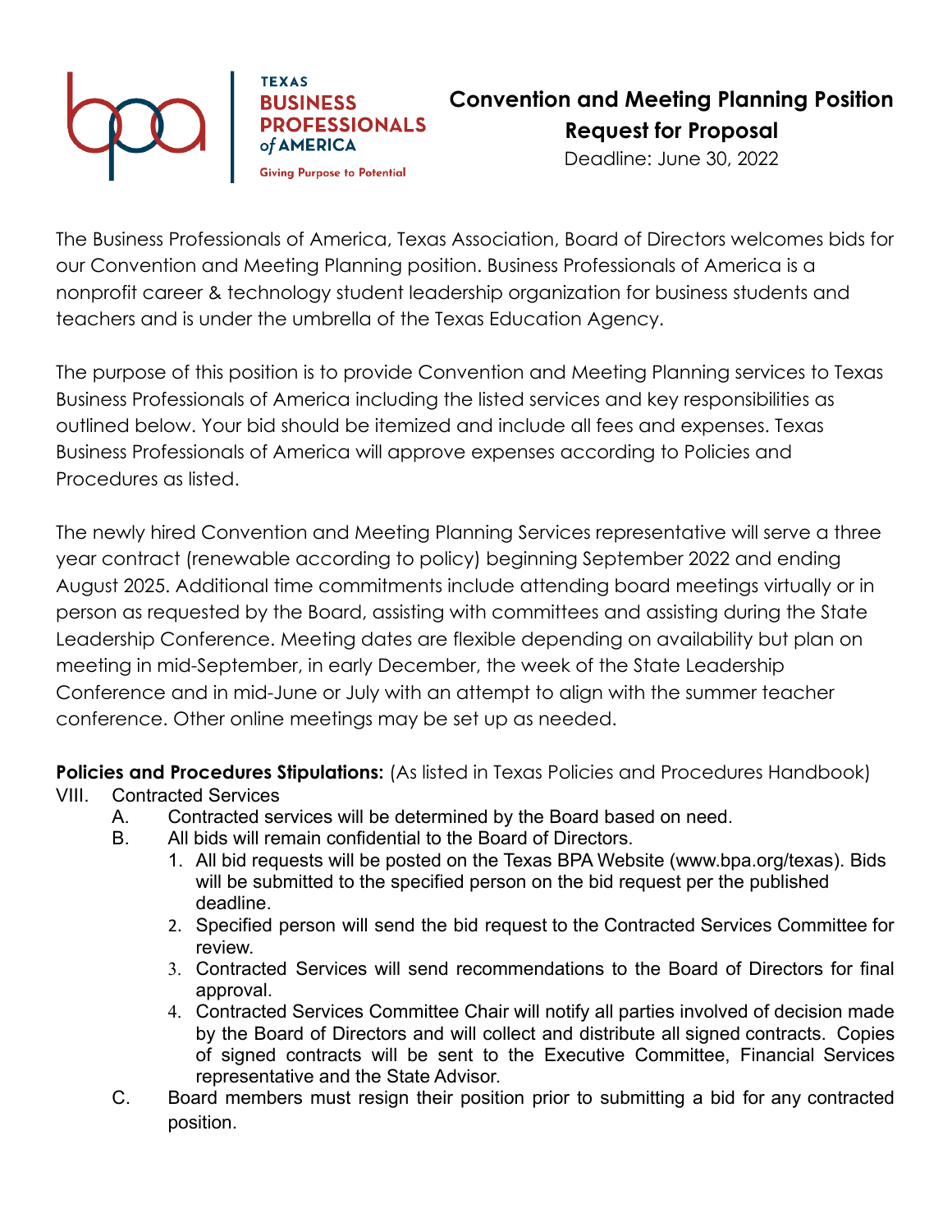TEXAS
BUSINESS PROFESSIONALS of AMERICA
Giving Purpose to Potential

# Convention and Meeting Planning Position Request for Proposal

Deadline: June 30, 2022

The Business Professionals of America, Texas Association, Board of Directors welcomes bids for our Convention and Meeting Planning position. Business Professionals of America is a nonprofit career & technology student leadership organization for business students and teachers and is under the umbrella of the Texas Education Agency.

The purpose of this position is to provide Convention and Meeting Planning services to Texas Business Professionals of America including the listed services and key responsibilities as outlined below. Your bid should be itemized and include all fees and expenses. Texas Business Professionals of America will approve expenses according to Policies and Procedures as listed.

The newly hired Convention and Meeting Planning Services representative will serve a three year contract (renewable according to policy) beginning September 2022 and ending August 2025. Additional time commitments include attending board meetings virtually or in person as requested by the Board, assisting with committees and assisting during the State Leadership Conference. Meeting dates are flexible depending on availability but plan on meeting in mid-September, in early December, the week of the State Leadership Conference and in mid-June or July with an attempt to align with the summer teacher conference. Other online meetings may be set up as needed.

**Policies and Procedures Stipulations:** (As listed in Texas Policies and Procedures Handbook)

VIII. Contracted Services

A. Contracted services will be determined by the Board based on need.

B. All bids will remain confidential to the Board of Directors.

1. All bid requests will be posted on the Texas BPA Website (www.bpa.org/texas). Bids will be submitted to the specified person on the bid request per the published deadline.
2. Specified person will send the bid request to the Contracted Services Committee for review.
3. Contracted Services will send recommendations to the Board of Directors for final approval.
4. Contracted Services Committee Chair will notify all parties involved of decision made by the Board of Directors and will collect and distribute all signed contracts. Copies of signed contracts will be sent to the Executive Committee, Financial Services representative and the State Advisor.

C. Board members must resign their position prior to submitting a bid for any contracted position.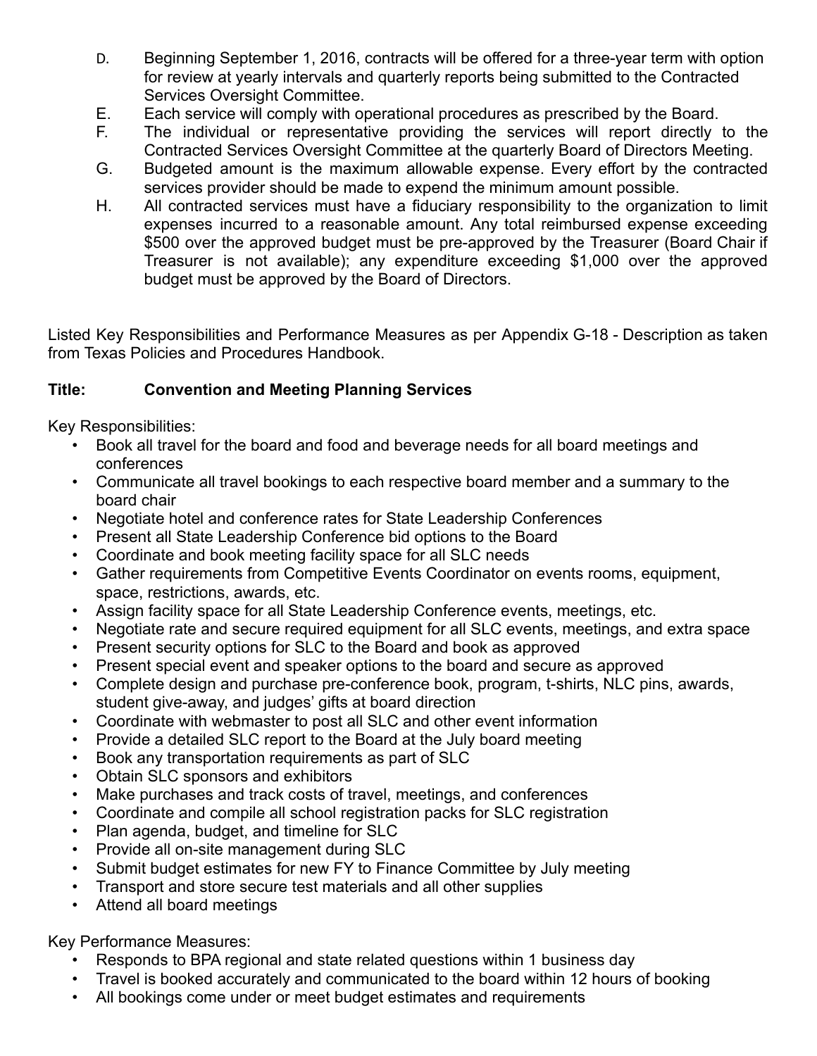D. Beginning September 1, 2016, contracts will be offered for a three-year term with option for review at yearly intervals and quarterly reports being submitted to the Contracted Services Oversight Committee.

E. Each service will comply with operational procedures as prescribed by the Board.

F. The individual or representative providing the services will report directly to the Contracted Services Oversight Committee at the quarterly Board of Directors Meeting.

G. Budgeted amount is the maximum allowable expense. Every effort by the contracted services provider should be made to expend the minimum amount possible.

H. All contracted services must have a fiduciary responsibility to the organization to limit expenses incurred to a reasonable amount. Any total reimbursed expense exceeding $500 over the approved budget must be pre-approved by the Treasurer (Board Chair if Treasurer is not available); any expenditure exceeding $1,000 over the approved budget must be approved by the Board of Directors.

Listed Key Responsibilities and Performance Measures as per Appendix G-18 - Description as taken from Texas Policies and Procedures Handbook.

**Title: Convention and Meeting Planning Services**

Key Responsibilities:

- Book all travel for the board and food and beverage needs for all board meetings and conferences
- Communicate all travel bookings to each respective board member and a summary to the board chair
- Negotiate hotel and conference rates for State Leadership Conferences
- Present all State Leadership Conference bid options to the Board
- Coordinate and book meeting facility space for all SLC needs
- Gather requirements from Competitive Events Coordinator on events rooms, equipment, space, restrictions, awards, etc.
- Assign facility space for all State Leadership Conference events, meetings, etc.
- Negotiate rate and secure required equipment for all SLC events, meetings, and extra space
- Present security options for SLC to the Board and book as approved
- Present special event and speaker options to the board and secure as approved
- Complete design and purchase pre-conference book, program, t-shirts, NLC pins, awards, student give-away, and judges' gifts at board direction
- Coordinate with webmaster to post all SLC and other event information
- Provide a detailed SLC report to the Board at the July board meeting
- Book any transportation requirements as part of SLC
- Obtain SLC sponsors and exhibitors
- Make purchases and track costs of travel, meetings, and conferences
- Coordinate and compile all school registration packs for SLC registration
- Plan agenda, budget, and timeline for SLC
- Provide all on-site management during SLC
- Submit budget estimates for new FY to Finance Committee by July meeting
- Transport and store secure test materials and all other supplies
- Attend all board meetings

Key Performance Measures:

- Responds to BPA regional and state related questions within 1 business day
- Travel is booked accurately and communicated to the board within 12 hours of booking
- All bookings come under or meet budget estimates and requirements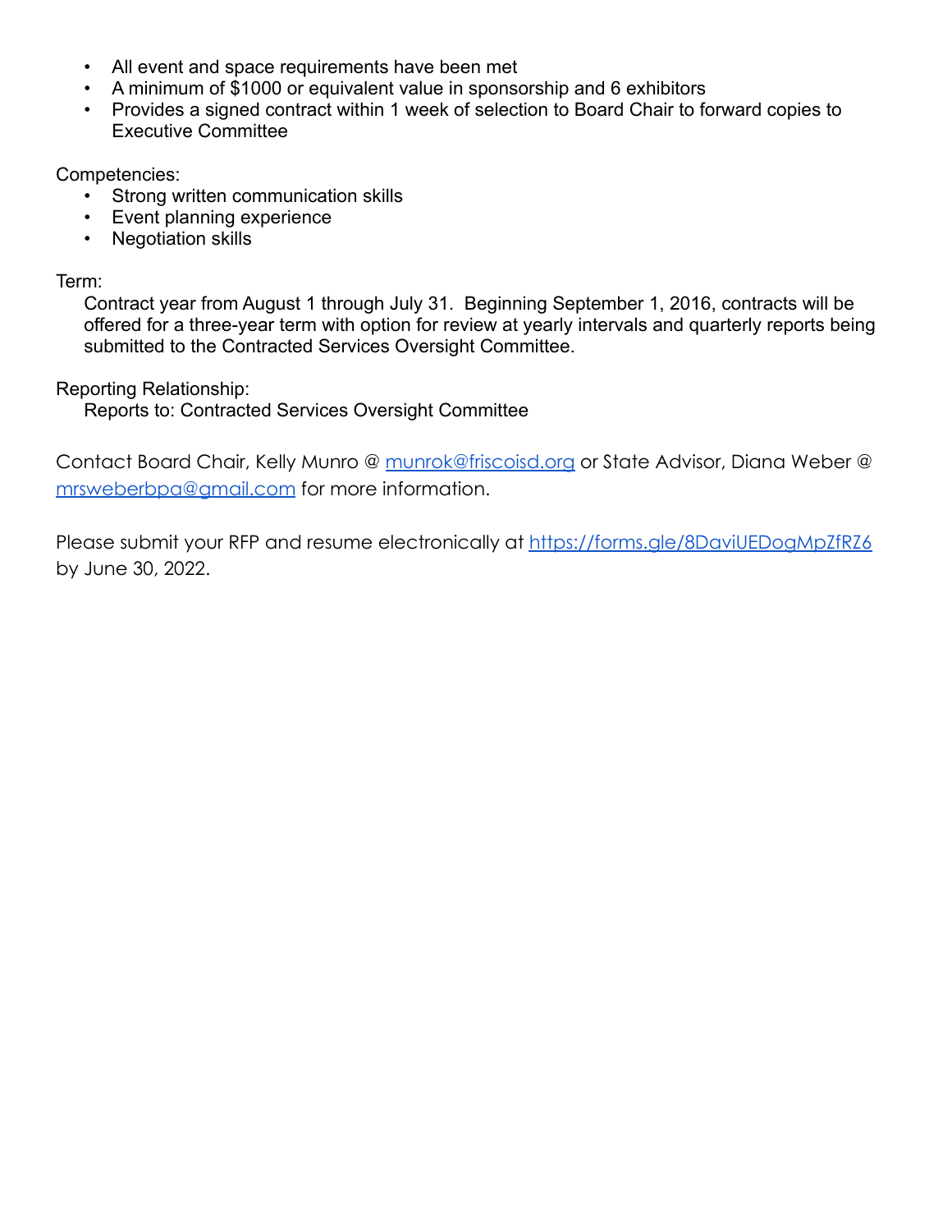- All event and space requirements have been met
- A minimum of $1000 or equivalent value in sponsorship and 6 exhibitors
- Provides a signed contract within 1 week of selection to Board Chair to forward copies to Executive Committee

Competencies:

- Strong written communication skills
- Event planning experience
- Negotiation skills

Term:

Contract year from August 1 through July 31. Beginning September 1, 2016, contracts will be offered for a three-year term with option for review at yearly intervals and quarterly reports being submitted to the Contracted Services Oversight Committee.

Reporting Relationship:

Reports to: Contracted Services Oversight Committee

Contact Board Chair, Kelly Munro @ [munrok@friscoisd.org](mailto:munrok@friscoisd.org) or State Advisor, Diana Weber @ [mrsweberbpa@gmail.com](mailto:mrsweberbpa@gmail.com) for more information.

Please submit your RFP and resume electronically at [https://forms.gle/8DaviUEDogMpZfRZ6](https://forms.gle/8DaviUEDogMpZfRZ6) by June 30, 2022.